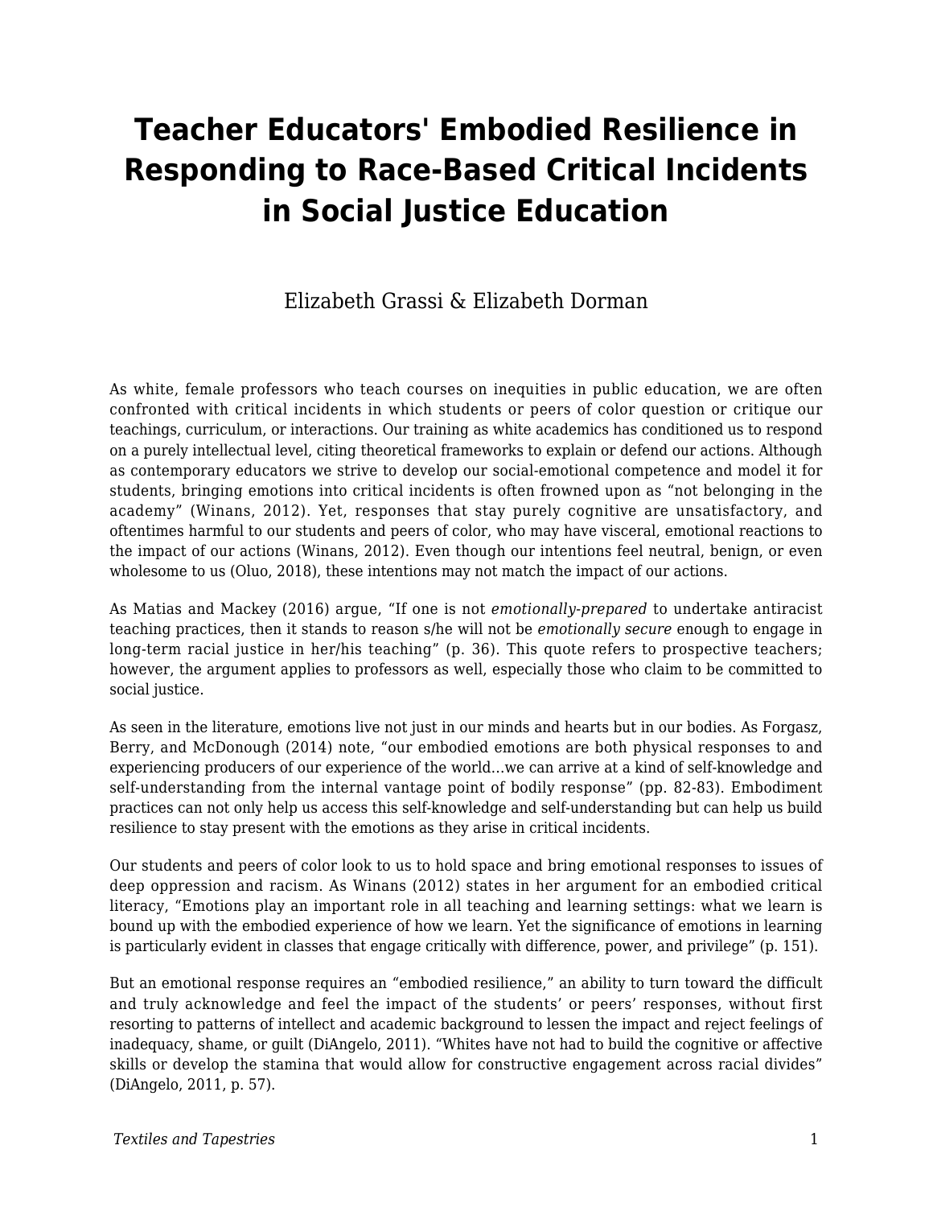# Teacher Educators' Embodied Resilience in Responding to Race-Based Critical Incidents in Social Justice Education

Elizabeth Grassi & Elizabeth Dorman

As white, female professors who teach courses on inequities in public education, we are often confronted with critical incidents in which students or peers of color question or critique our teachings, curriculum, or interactions. Our training as white academics has conditioned us to respond on a purely intellectual level, citing theoretical frameworks to explain or defend our actions. Although as contemporary educators we strive to develop our social-emotional competence and model it for students, bringing emotions into critical incidents is often frowned upon as "not belonging in the academy" (Winans, 2012). Yet, responses that stay purely cognitive are unsatisfactory, and oftentimes harmful to our students and peers of color, who may have visceral, emotional reactions to the impact of our actions (Winans, 2012). Even though our intentions feel neutral, benign, or even wholesome to us (Oluo, 2018), these intentions may not match the impact of our actions.

As Matias and Mackey (2016) argue, "If one is not *emotionally-prepared* to undertake antiracist teaching practices, then it stands to reason s/he will not be *emotionally secure* enough to engage in long-term racial justice in her/his teaching" (p. 36). This quote refers to prospective teachers; however, the argument applies to professors as well, especially those who claim to be committed to social justice.

As seen in the literature, emotions live not just in our minds and hearts but in our bodies. As Forgasz, Berry, and McDonough (2014) note, "our embodied emotions are both physical responses to and experiencing producers of our experience of the world…we can arrive at a kind of self-knowledge and self-understanding from the internal vantage point of bodily response" (pp. 82-83). Embodiment practices can not only help us access this self-knowledge and self-understanding but can help us build resilience to stay present with the emotions as they arise in critical incidents.

Our students and peers of color look to us to hold space and bring emotional responses to issues of deep oppression and racism. As Winans (2012) states in her argument for an embodied critical literacy, "Emotions play an important role in all teaching and learning settings: what we learn is bound up with the embodied experience of how we learn. Yet the significance of emotions in learning is particularly evident in classes that engage critically with difference, power, and privilege" (p. 151).

But an emotional response requires an "embodied resilience," an ability to turn toward the difficult and truly acknowledge and feel the impact of the students' or peers' responses, without first resorting to patterns of intellect and academic background to lessen the impact and reject feelings of inadequacy, shame, or guilt (DiAngelo, 2011). "Whites have not had to build the cognitive or affective skills or develop the stamina that would allow for constructive engagement across racial divides" (DiAngelo, 2011, p. 57).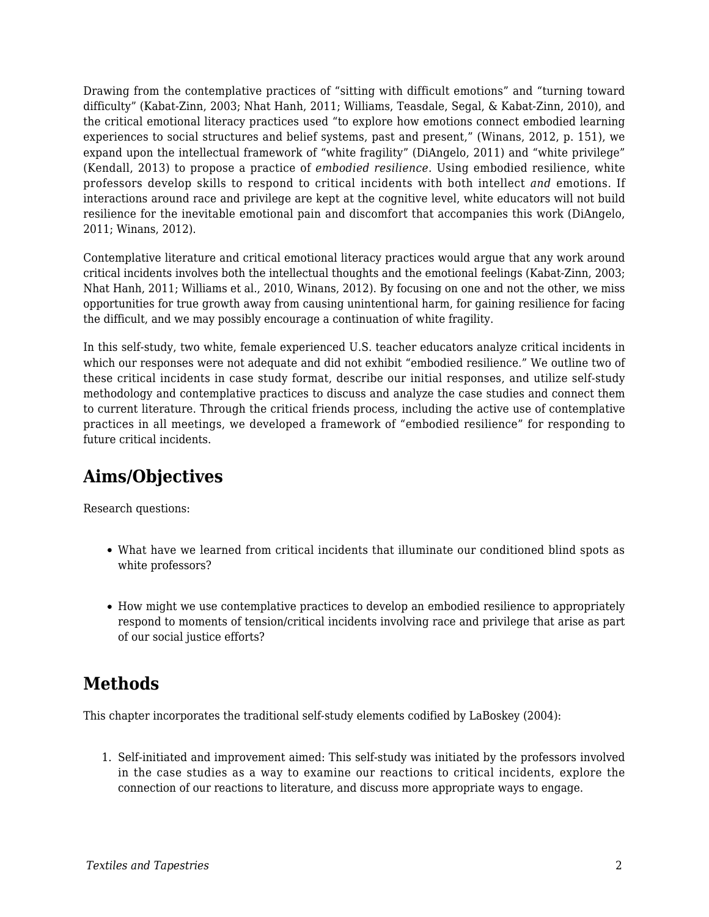Drawing from the contemplative practices of "sitting with difficult emotions" and "turning toward difficulty" (Kabat-Zinn, 2003; Nhat Hanh, 2011; Williams, Teasdale, Segal, & Kabat-Zinn, 2010), and the critical emotional literacy practices used "to explore how emotions connect embodied learning experiences to social structures and belief systems, past and present," (Winans, 2012, p. 151), we expand upon the intellectual framework of "white fragility" (DiAngelo, 2011) and "white privilege" (Kendall, 2013) to propose a practice of *embodied resilience.* Using embodied resilience, white professors develop skills to respond to critical incidents with both intellect *and* emotions. If interactions around race and privilege are kept at the cognitive level, white educators will not build resilience for the inevitable emotional pain and discomfort that accompanies this work (DiAngelo, 2011; Winans, 2012).

Contemplative literature and critical emotional literacy practices would argue that any work around critical incidents involves both the intellectual thoughts and the emotional feelings (Kabat-Zinn, 2003; Nhat Hanh, 2011; Williams et al., 2010, Winans, 2012). By focusing on one and not the other, we miss opportunities for true growth away from causing unintentional harm, for gaining resilience for facing the difficult, and we may possibly encourage a continuation of white fragility.

In this self-study, two white, female experienced U.S. teacher educators analyze critical incidents in which our responses were not adequate and did not exhibit "embodied resilience." We outline two of these critical incidents in case study format, describe our initial responses, and utilize self-study methodology and contemplative practices to discuss and analyze the case studies and connect them to current literature. Through the critical friends process, including the active use of contemplative practices in all meetings, we developed a framework of "embodied resilience" for responding to future critical incidents.

## Aims/Objectives

Research questions:

- What have we learned from critical incidents that illuminate our conditioned blind spots as white professors?
- How might we use contemplative practices to develop an embodied resilience to appropriately respond to moments of tension/critical incidents involving race and privilege that arise as part of our social justice efforts?

## Methods

This chapter incorporates the traditional self-study elements codified by LaBoskey (2004):

1. Self-initiated and improvement aimed: This self-study was initiated by the professors involved in the case studies as a way to examine our reactions to critical incidents, explore the connection of our reactions to literature, and discuss more appropriate ways to engage.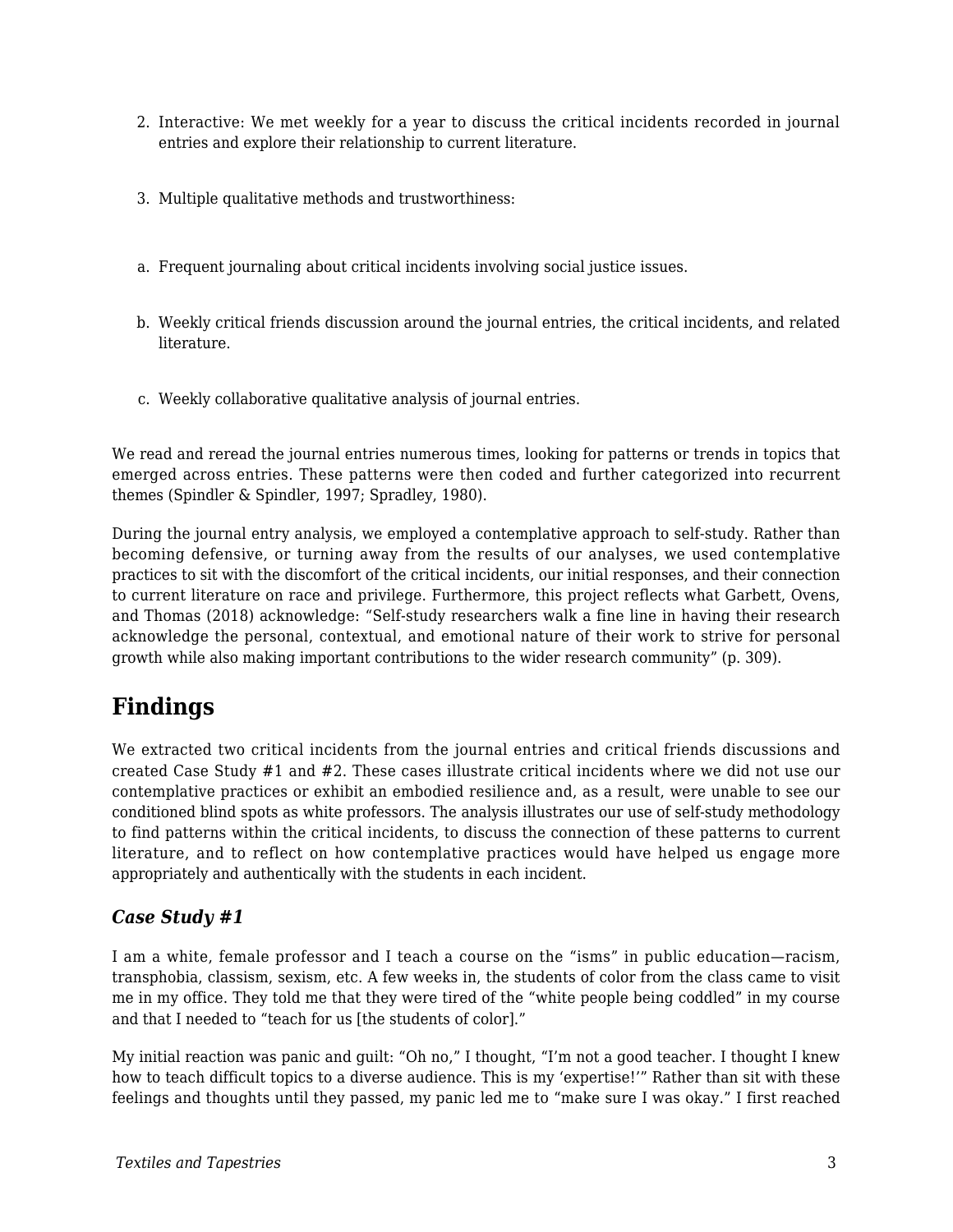2. Interactive: We met weekly for a year to discuss the critical incidents recorded in journal entries and explore their relationship to current literature.
3. Multiple qualitative methods and trustworthiness:

a. Frequent journaling about critical incidents involving social justice issues.

b. Weekly critical friends discussion around the journal entries, the critical incidents, and related literature.

c. Weekly collaborative qualitative analysis of journal entries.

We read and reread the journal entries numerous times, looking for patterns or trends in topics that emerged across entries. These patterns were then coded and further categorized into recurrent themes (Spindler & Spindler, 1997; Spradley, 1980).

During the journal entry analysis, we employed a contemplative approach to self-study. Rather than becoming defensive, or turning away from the results of our analyses, we used contemplative practices to sit with the discomfort of the critical incidents, our initial responses, and their connection to current literature on race and privilege. Furthermore, this project reflects what Garbett, Ovens, and Thomas (2018) acknowledge: "Self-study researchers walk a fine line in having their research acknowledge the personal, contextual, and emotional nature of their work to strive for personal growth while also making important contributions to the wider research community" (p. 309).

## Findings

We extracted two critical incidents from the journal entries and critical friends discussions and created Case Study #1 and #2. These cases illustrate critical incidents where we did not use our contemplative practices or exhibit an embodied resilience and, as a result, were unable to see our conditioned blind spots as white professors. The analysis illustrates our use of self-study methodology to find patterns within the critical incidents, to discuss the connection of these patterns to current literature, and to reflect on how contemplative practices would have helped us engage more appropriately and authentically with the students in each incident.

### *Case Study #1*

I am a white, female professor and I teach a course on the "isms" in public education—racism, transphobia, classism, sexism, etc. A few weeks in, the students of color from the class came to visit me in my office. They told me that they were tired of the "white people being coddled" in my course and that I needed to "teach for us [the students of color]."

My initial reaction was panic and guilt: "Oh no," I thought, "I'm not a good teacher. I thought I knew how to teach difficult topics to a diverse audience. This is my 'expertise!'" Rather than sit with these feelings and thoughts until they passed, my panic led me to "make sure I was okay." I first reached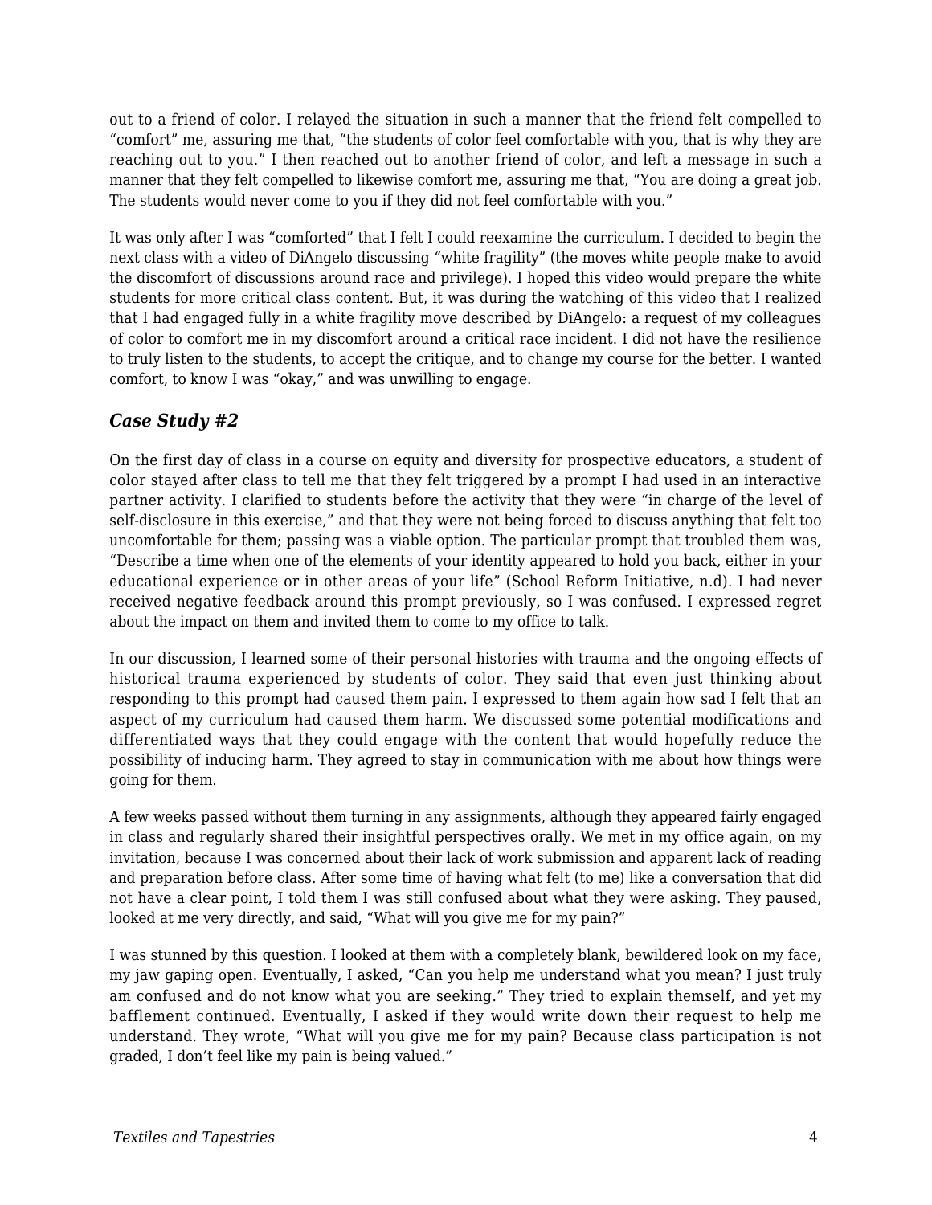out to a friend of color. I relayed the situation in such a manner that the friend felt compelled to "comfort" me, assuring me that, "the students of color feel comfortable with you, that is why they are reaching out to you." I then reached out to another friend of color, and left a message in such a manner that they felt compelled to likewise comfort me, assuring me that, "You are doing a great job. The students would never come to you if they did not feel comfortable with you."

It was only after I was "comforted" that I felt I could reexamine the curriculum. I decided to begin the next class with a video of DiAngelo discussing "white fragility" (the moves white people make to avoid the discomfort of discussions around race and privilege). I hoped this video would prepare the white students for more critical class content. But, it was during the watching of this video that I realized that I had engaged fully in a white fragility move described by DiAngelo: a request of my colleagues of color to comfort me in my discomfort around a critical race incident. I did not have the resilience to truly listen to the students, to accept the critique, and to change my course for the better. I wanted comfort, to know I was "okay," and was unwilling to engage.

### *Case Study #2*

On the first day of class in a course on equity and diversity for prospective educators, a student of color stayed after class to tell me that they felt triggered by a prompt I had used in an interactive partner activity. I clarified to students before the activity that they were "in charge of the level of self-disclosure in this exercise," and that they were not being forced to discuss anything that felt too uncomfortable for them; passing was a viable option. The particular prompt that troubled them was, "Describe a time when one of the elements of your identity appeared to hold you back, either in your educational experience or in other areas of your life" (School Reform Initiative, n.d). I had never received negative feedback around this prompt previously, so I was confused. I expressed regret about the impact on them and invited them to come to my office to talk.

In our discussion, I learned some of their personal histories with trauma and the ongoing effects of historical trauma experienced by students of color. They said that even just thinking about responding to this prompt had caused them pain. I expressed to them again how sad I felt that an aspect of my curriculum had caused them harm. We discussed some potential modifications and differentiated ways that they could engage with the content that would hopefully reduce the possibility of inducing harm. They agreed to stay in communication with me about how things were going for them.

A few weeks passed without them turning in any assignments, although they appeared fairly engaged in class and regularly shared their insightful perspectives orally. We met in my office again, on my invitation, because I was concerned about their lack of work submission and apparent lack of reading and preparation before class. After some time of having what felt (to me) like a conversation that did not have a clear point, I told them I was still confused about what they were asking. They paused, looked at me very directly, and said, "What will you give me for my pain?"

I was stunned by this question. I looked at them with a completely blank, bewildered look on my face, my jaw gaping open. Eventually, I asked, "Can you help me understand what you mean? I just truly am confused and do not know what you are seeking." They tried to explain themself, and yet my bafflement continued. Eventually, I asked if they would write down their request to help me understand. They wrote, "What will you give me for my pain? Because class participation is not graded, I don't feel like my pain is being valued."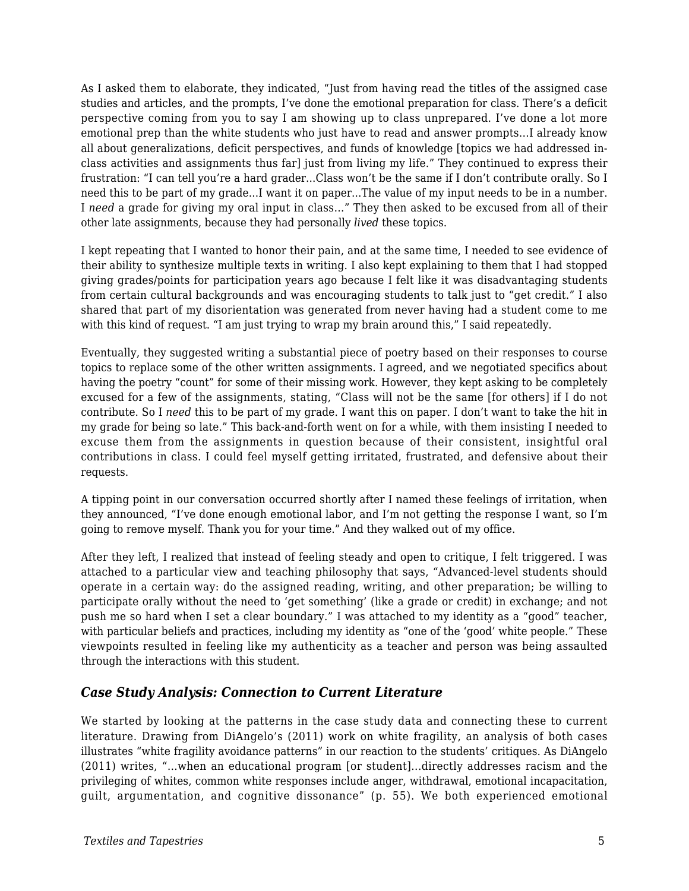As I asked them to elaborate, they indicated, "Just from having read the titles of the assigned case studies and articles, and the prompts, I've done the emotional preparation for class. There's a deficit perspective coming from you to say I am showing up to class unprepared. I've done a lot more emotional prep than the white students who just have to read and answer prompts…I already know all about generalizations, deficit perspectives, and funds of knowledge [topics we had addressed in-class activities and assignments thus far] just from living my life." They continued to express their frustration: "I can tell you're a hard grader…Class won't be the same if I don't contribute orally. So I need this to be part of my grade…I want it on paper…The value of my input needs to be in a number. I *need* a grade for giving my oral input in class…" They then asked to be excused from all of their other late assignments, because they had personally *lived* these topics.

I kept repeating that I wanted to honor their pain, and at the same time, I needed to see evidence of their ability to synthesize multiple texts in writing. I also kept explaining to them that I had stopped giving grades/points for participation years ago because I felt like it was disadvantaging students from certain cultural backgrounds and was encouraging students to talk just to "get credit." I also shared that part of my disorientation was generated from never having had a student come to me with this kind of request. "I am just trying to wrap my brain around this," I said repeatedly.

Eventually, they suggested writing a substantial piece of poetry based on their responses to course topics to replace some of the other written assignments. I agreed, and we negotiated specifics about having the poetry "count" for some of their missing work. However, they kept asking to be completely excused for a few of the assignments, stating, "Class will not be the same [for others] if I do not contribute. So I *need* this to be part of my grade. I want this on paper. I don't want to take the hit in my grade for being so late." This back-and-forth went on for a while, with them insisting I needed to excuse them from the assignments in question because of their consistent, insightful oral contributions in class. I could feel myself getting irritated, frustrated, and defensive about their requests.

A tipping point in our conversation occurred shortly after I named these feelings of irritation, when they announced, "I've done enough emotional labor, and I'm not getting the response I want, so I'm going to remove myself. Thank you for your time." And they walked out of my office.

After they left, I realized that instead of feeling steady and open to critique, I felt triggered. I was attached to a particular view and teaching philosophy that says, "Advanced-level students should operate in a certain way: do the assigned reading, writing, and other preparation; be willing to participate orally without the need to 'get something' (like a grade or credit) in exchange; and not push me so hard when I set a clear boundary." I was attached to my identity as a "good" teacher, with particular beliefs and practices, including my identity as "one of the 'good' white people." These viewpoints resulted in feeling like my authenticity as a teacher and person was being assaulted through the interactions with this student.

### *Case Study Analysis: Connection to Current Literature*

We started by looking at the patterns in the case study data and connecting these to current literature. Drawing from DiAngelo's (2011) work on white fragility, an analysis of both cases illustrates "white fragility avoidance patterns" in our reaction to the students' critiques. As DiAngelo (2011) writes, "…when an educational program [or student]…directly addresses racism and the privileging of whites, common white responses include anger, withdrawal, emotional incapacitation, guilt, argumentation, and cognitive dissonance" (p. 55). We both experienced emotional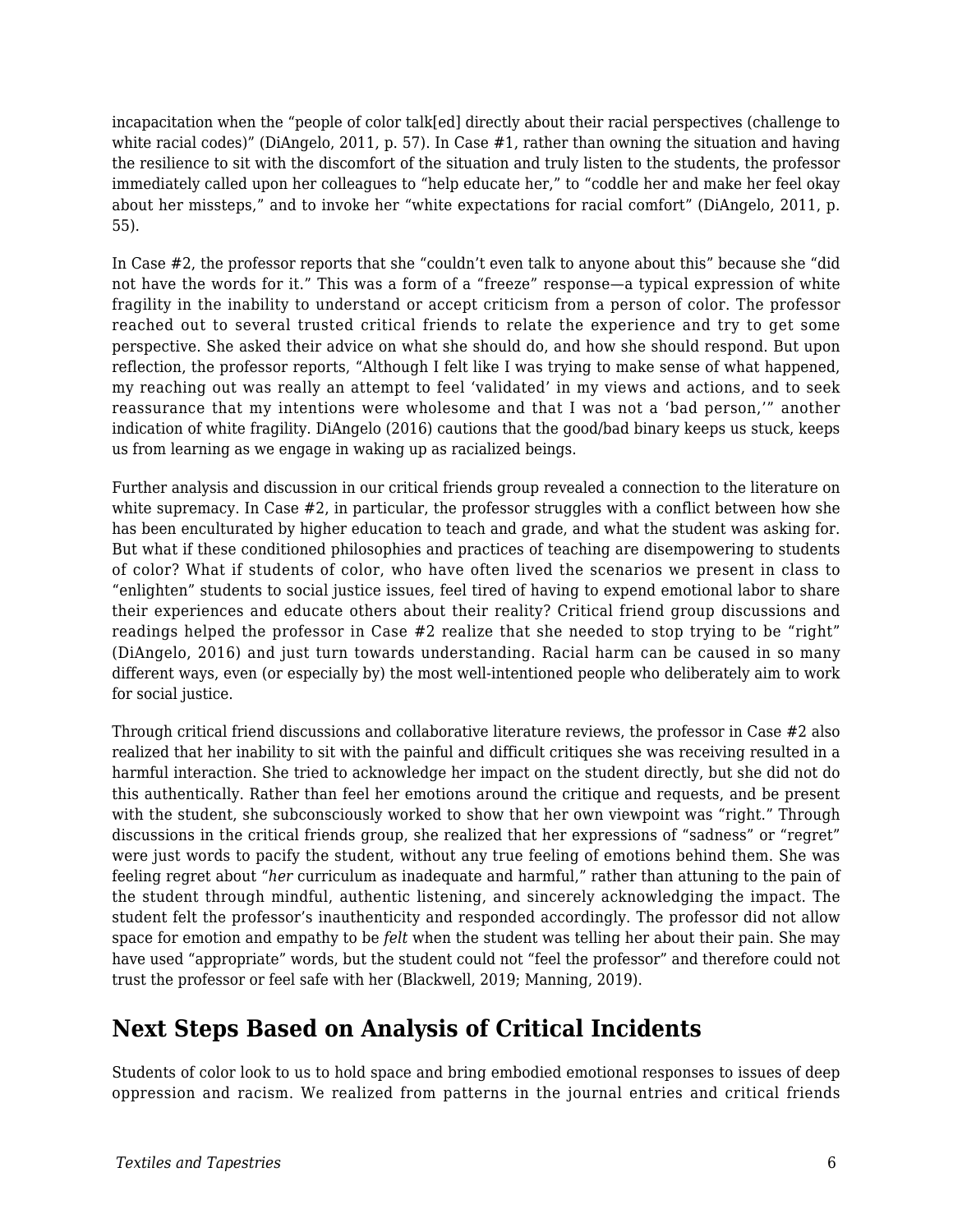incapacitation when the "people of color talk[ed] directly about their racial perspectives (challenge to white racial codes)" (DiAngelo, 2011, p. 57). In Case #1, rather than owning the situation and having the resilience to sit with the discomfort of the situation and truly listen to the students, the professor immediately called upon her colleagues to "help educate her," to "coddle her and make her feel okay about her missteps," and to invoke her "white expectations for racial comfort" (DiAngelo, 2011, p. 55).

In Case #2, the professor reports that she "couldn't even talk to anyone about this" because she "did not have the words for it." This was a form of a "freeze" response—a typical expression of white fragility in the inability to understand or accept criticism from a person of color. The professor reached out to several trusted critical friends to relate the experience and try to get some perspective. She asked their advice on what she should do, and how she should respond. But upon reflection, the professor reports, "Although I felt like I was trying to make sense of what happened, my reaching out was really an attempt to feel 'validated' in my views and actions, and to seek reassurance that my intentions were wholesome and that I was not a 'bad person,'" another indication of white fragility. DiAngelo (2016) cautions that the good/bad binary keeps us stuck, keeps us from learning as we engage in waking up as racialized beings.

Further analysis and discussion in our critical friends group revealed a connection to the literature on white supremacy. In Case #2, in particular, the professor struggles with a conflict between how she has been enculturated by higher education to teach and grade, and what the student was asking for. But what if these conditioned philosophies and practices of teaching are disempowering to students of color? What if students of color, who have often lived the scenarios we present in class to "enlighten" students to social justice issues, feel tired of having to expend emotional labor to share their experiences and educate others about their reality? Critical friend group discussions and readings helped the professor in Case #2 realize that she needed to stop trying to be "right" (DiAngelo, 2016) and just turn towards understanding. Racial harm can be caused in so many different ways, even (or especially by) the most well-intentioned people who deliberately aim to work for social justice.

Through critical friend discussions and collaborative literature reviews, the professor in Case #2 also realized that her inability to sit with the painful and difficult critiques she was receiving resulted in a harmful interaction. She tried to acknowledge her impact on the student directly, but she did not do this authentically. Rather than feel her emotions around the critique and requests, and be present with the student, she subconsciously worked to show that her own viewpoint was "right." Through discussions in the critical friends group, she realized that her expressions of "sadness" or "regret" were just words to pacify the student, without any true feeling of emotions behind them. She was feeling regret about "*her* curriculum as inadequate and harmful," rather than attuning to the pain of the student through mindful, authentic listening, and sincerely acknowledging the impact. The student felt the professor's inauthenticity and responded accordingly. The professor did not allow space for emotion and empathy to be *felt* when the student was telling her about their pain. She may have used "appropriate" words, but the student could not "feel the professor" and therefore could not trust the professor or feel safe with her (Blackwell, 2019; Manning, 2019).

## Next Steps Based on Analysis of Critical Incidents

Students of color look to us to hold space and bring embodied emotional responses to issues of deep oppression and racism. We realized from patterns in the journal entries and critical friends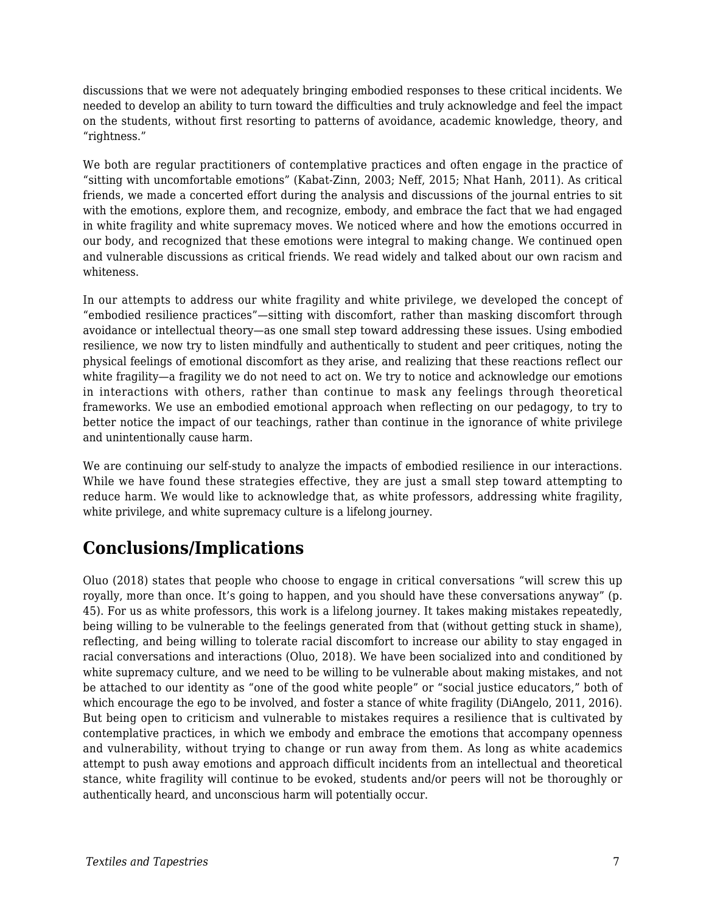discussions that we were not adequately bringing embodied responses to these critical incidents. We needed to develop an ability to turn toward the difficulties and truly acknowledge and feel the impact on the students, without first resorting to patterns of avoidance, academic knowledge, theory, and "rightness."

We both are regular practitioners of contemplative practices and often engage in the practice of "sitting with uncomfortable emotions" (Kabat-Zinn, 2003; Neff, 2015; Nhat Hanh, 2011). As critical friends, we made a concerted effort during the analysis and discussions of the journal entries to sit with the emotions, explore them, and recognize, embody, and embrace the fact that we had engaged in white fragility and white supremacy moves. We noticed where and how the emotions occurred in our body, and recognized that these emotions were integral to making change. We continued open and vulnerable discussions as critical friends. We read widely and talked about our own racism and whiteness.

In our attempts to address our white fragility and white privilege, we developed the concept of "embodied resilience practices"—sitting with discomfort, rather than masking discomfort through avoidance or intellectual theory—as one small step toward addressing these issues. Using embodied resilience, we now try to listen mindfully and authentically to student and peer critiques, noting the physical feelings of emotional discomfort as they arise, and realizing that these reactions reflect our white fragility—a fragility we do not need to act on. We try to notice and acknowledge our emotions in interactions with others, rather than continue to mask any feelings through theoretical frameworks. We use an embodied emotional approach when reflecting on our pedagogy, to try to better notice the impact of our teachings, rather than continue in the ignorance of white privilege and unintentionally cause harm.

We are continuing our self-study to analyze the impacts of embodied resilience in our interactions. While we have found these strategies effective, they are just a small step toward attempting to reduce harm. We would like to acknowledge that, as white professors, addressing white fragility, white privilege, and white supremacy culture is a lifelong journey.

## Conclusions/Implications

Oluo (2018) states that people who choose to engage in critical conversations "will screw this up royally, more than once. It's going to happen, and you should have these conversations anyway" (p. 45). For us as white professors, this work is a lifelong journey. It takes making mistakes repeatedly, being willing to be vulnerable to the feelings generated from that (without getting stuck in shame), reflecting, and being willing to tolerate racial discomfort to increase our ability to stay engaged in racial conversations and interactions (Oluo, 2018). We have been socialized into and conditioned by white supremacy culture, and we need to be willing to be vulnerable about making mistakes, and not be attached to our identity as "one of the good white people" or "social justice educators," both of which encourage the ego to be involved, and foster a stance of white fragility (DiAngelo, 2011, 2016). But being open to criticism and vulnerable to mistakes requires a resilience that is cultivated by contemplative practices, in which we embody and embrace the emotions that accompany openness and vulnerability, without trying to change or run away from them. As long as white academics attempt to push away emotions and approach difficult incidents from an intellectual and theoretical stance, white fragility will continue to be evoked, students and/or peers will not be thoroughly or authentically heard, and unconscious harm will potentially occur.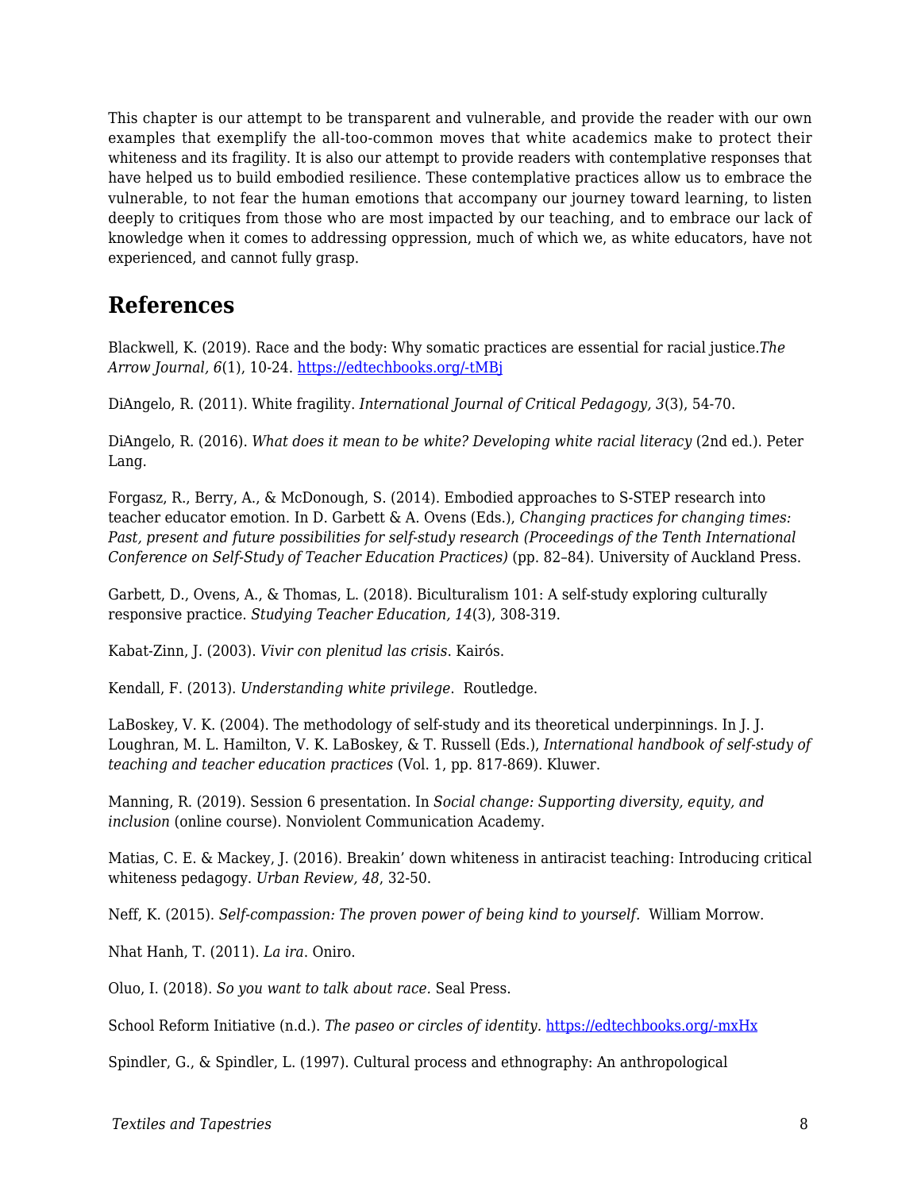This chapter is our attempt to be transparent and vulnerable, and provide the reader with our own examples that exemplify the all-too-common moves that white academics make to protect their whiteness and its fragility. It is also our attempt to provide readers with contemplative responses that have helped us to build embodied resilience. These contemplative practices allow us to embrace the vulnerable, to not fear the human emotions that accompany our journey toward learning, to listen deeply to critiques from those who are most impacted by our teaching, and to embrace our lack of knowledge when it comes to addressing oppression, much of which we, as white educators, have not experienced, and cannot fully grasp.

## References

Blackwell, K. (2019). Race and the body: Why somatic practices are essential for racial justice.*The Arrow Journal, 6*(1), 10-24. [https://edtechbooks.org/-tMBj](https://edtechbooks.org/-tMBj)

DiAngelo, R. (2011). White fragility. *International Journal of Critical Pedagogy, 3*(3), 54-70.

DiAngelo, R. (2016). *What does it mean to be white? Developing white racial literacy* (2nd ed.). Peter Lang.

Forgasz, R., Berry, A., & McDonough, S. (2014). Embodied approaches to S-STEP research into teacher educator emotion. In D. Garbett & A. Ovens (Eds.), *Changing practices for changing times: Past, present and future possibilities for self-study research (Proceedings of the Tenth International Conference on Self-Study of Teacher Education Practices)* (pp. 82–84). University of Auckland Press.

Garbett, D., Ovens, A., & Thomas, L. (2018). Biculturalism 101: A self-study exploring culturally responsive practice. *Studying Teacher Education, 14*(3), 308-319.

Kabat-Zinn, J. (2003). *Vivir con plenitud las crisis*. Kairós.

Kendall, F. (2013). *Understanding white privilege*. Routledge.

LaBoskey, V. K. (2004). The methodology of self-study and its theoretical underpinnings. In J. J. Loughran, M. L. Hamilton, V. K. LaBoskey, & T. Russell (Eds.), *International handbook of self-study of teaching and teacher education practices* (Vol. 1, pp. 817-869). Kluwer.

Manning, R. (2019). Session 6 presentation. In *Social change: Supporting diversity, equity, and inclusion* (online course). Nonviolent Communication Academy.

Matias, C. E. & Mackey, J. (2016). Breakin' down whiteness in antiracist teaching: Introducing critical whiteness pedagogy. *Urban Review, 48*, 32-50.

Neff, K. (2015). *Self-compassion: The proven power of being kind to yourself.* William Morrow.

Nhat Hanh, T. (2011). *La ira*. Oniro.

Oluo, I. (2018). *So you want to talk about race.* Seal Press.

School Reform Initiative (n.d.). *The paseo or circles of identity.* [https://edtechbooks.org/-mxHx](https://edtechbooks.org/-mxHx)

Spindler, G., & Spindler, L. (1997). Cultural process and ethnography: An anthropological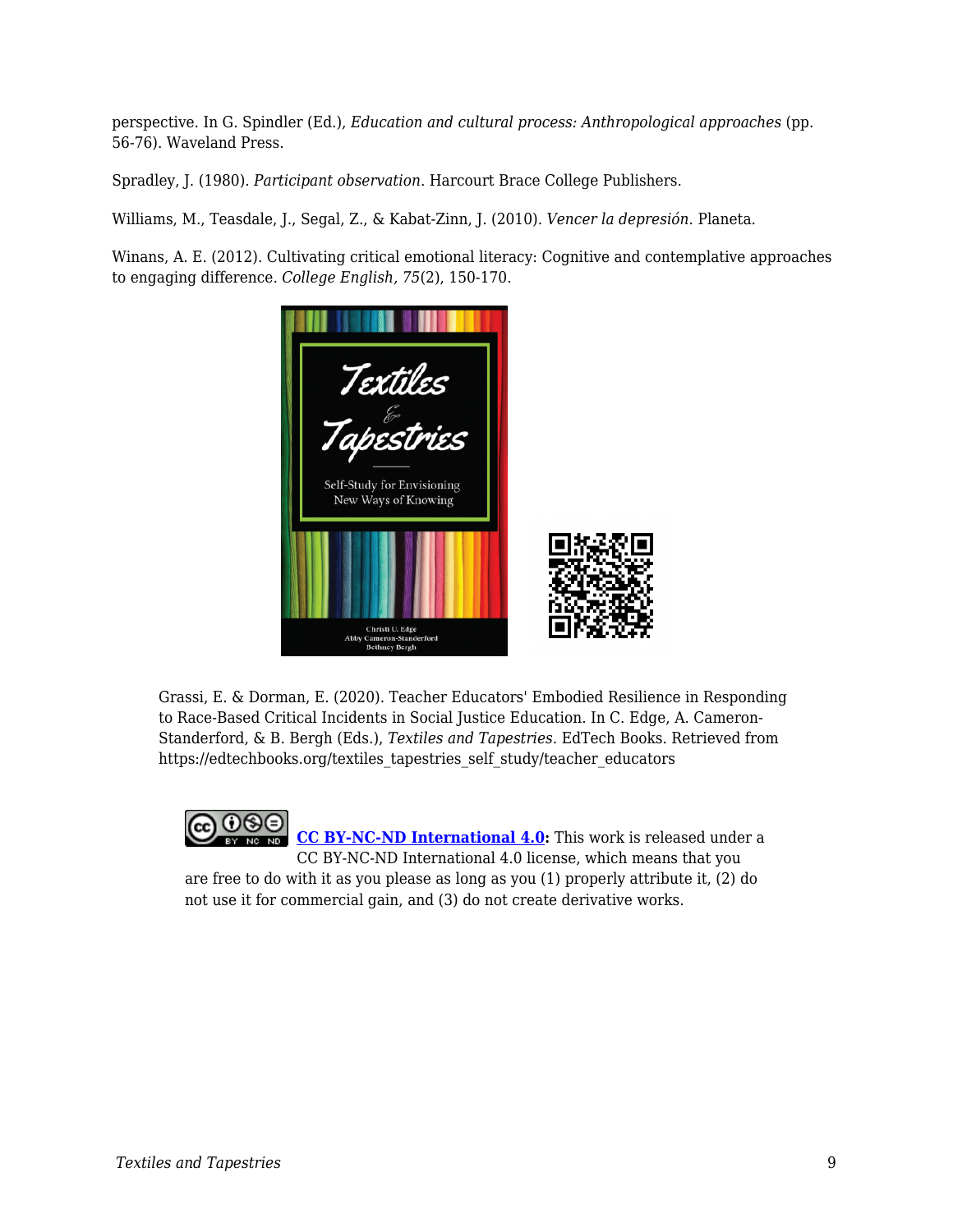perspective. In G. Spindler (Ed.), *Education and cultural process: Anthropological approaches* (pp. 56-76). Waveland Press.

Spradley, J. (1980). *Participant observation*. Harcourt Brace College Publishers.

Williams, M., Teasdale, J., Segal, Z., & Kabat-Zinn, J. (2010). *Vencer la depresión*. Planeta.

Winans, A. E. (2012). Cultivating critical emotional literacy: Cognitive and contemplative approaches to engaging difference. *College English, 75*(2), 150-170.

Grassi, E. & Dorman, E. (2020). Teacher Educators' Embodied Resilience in Responding to Race-Based Critical Incidents in Social Justice Education. In C. Edge, A. Cameron-Standerford, & B. Bergh (Eds.), *Textiles and Tapestries*. EdTech Books. Retrieved from https://edtechbooks.org/textiles_tapestries_self_study/teacher_educators

**CC BY-NC-ND International 4.0:** This work is released under a CC BY-NC-ND International 4.0 license, which means that you are free to do with it as you please as long as you (1) properly attribute it, (2) do not use it for commercial gain, and (3) do not create derivative works.